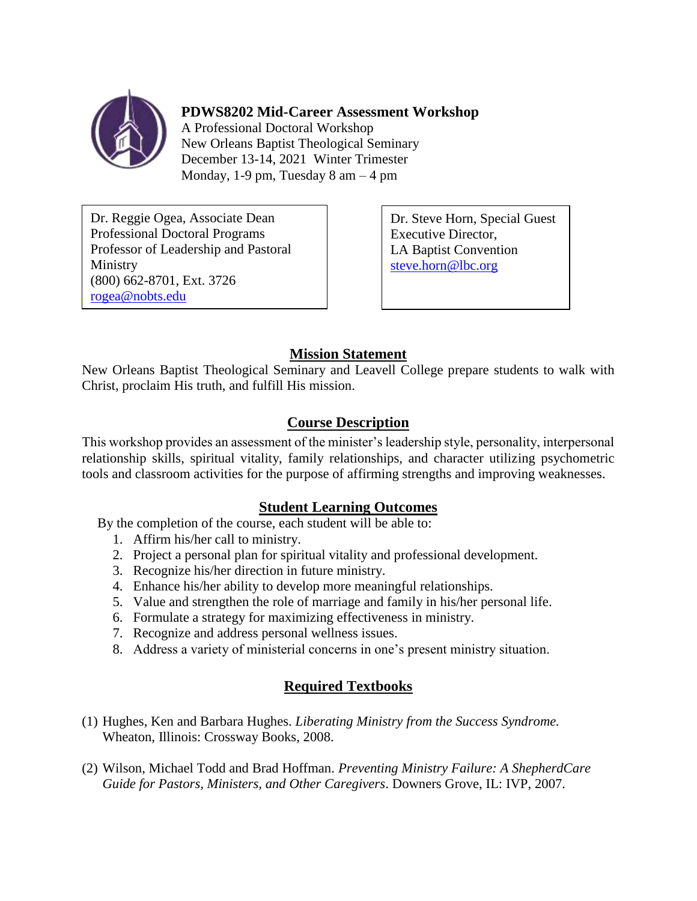# PDWS8202 Mid-Career Assessment Workshop

A Professional Doctoral Workshop
New Orleans Baptist Theological Seminary
December 13-14, 2021 Winter Trimester
Monday, 1-9 pm, Tuesday 8 am – 4 pm

Dr. Reggie Ogea, Associate Dean
Professional Doctoral Programs
Professor of Leadership and Pastoral Ministry
(800) 662-8701, Ext. 3726
rogea@nobts.edu

Dr. Steve Horn, Special Guest
Executive Director,
LA Baptist Convention
steve.horn@lbc.org

## Mission Statement

New Orleans Baptist Theological Seminary and Leavell College prepare students to walk with Christ, proclaim His truth, and fulfill His mission.

## Course Description

This workshop provides an assessment of the minister's leadership style, personality, interpersonal relationship skills, spiritual vitality, family relationships, and character utilizing psychometric tools and classroom activities for the purpose of affirming strengths and improving weaknesses.

## Student Learning Outcomes

By the completion of the course, each student will be able to:

1. Affirm his/her call to ministry.
2. Project a personal plan for spiritual vitality and professional development.
3. Recognize his/her direction in future ministry.
4. Enhance his/her ability to develop more meaningful relationships.
5. Value and strengthen the role of marriage and family in his/her personal life.
6. Formulate a strategy for maximizing effectiveness in ministry.
7. Recognize and address personal wellness issues.
8. Address a variety of ministerial concerns in one's present ministry situation.

## Required Textbooks

(1) Hughes, Ken and Barbara Hughes. *Liberating Ministry from the Success Syndrome.* Wheaton, Illinois: Crossway Books, 2008.

(2) Wilson, Michael Todd and Brad Hoffman. *Preventing Ministry Failure: A ShepherdCare Guide for Pastors, Ministers, and Other Caregivers*. Downers Grove, IL: IVP, 2007.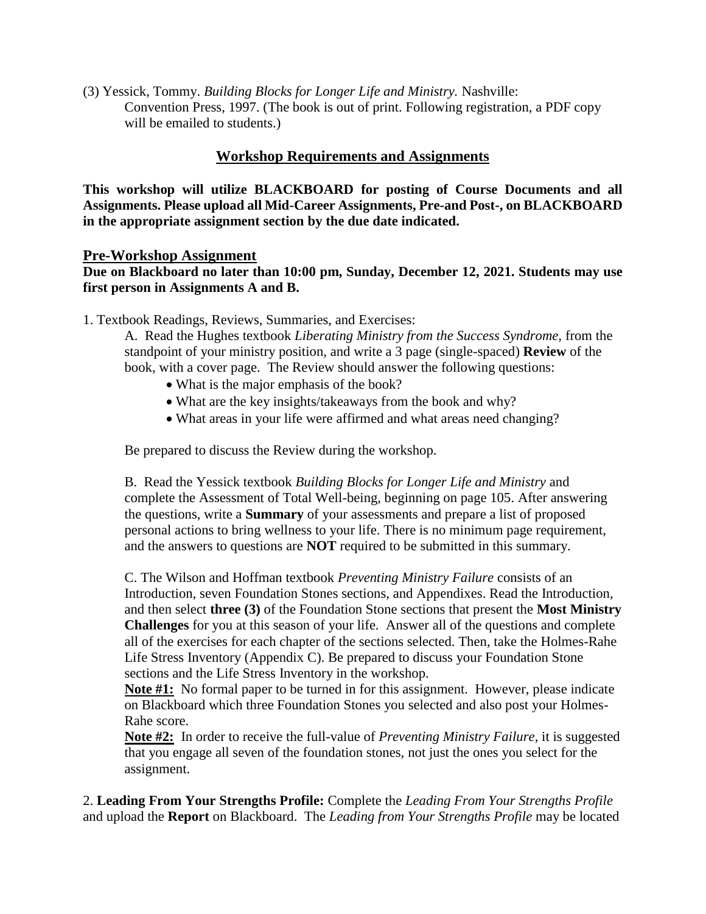(3) Yessick, Tommy. *Building Blocks for Longer Life and Ministry.* Nashville: Convention Press, 1997. (The book is out of print. Following registration, a PDF copy will be emailed to students.)

## Workshop Requirements and Assignments

**This workshop will utilize BLACKBOARD for posting of Course Documents and all Assignments. Please upload all Mid-Career Assignments, Pre-and Post-, on BLACKBOARD in the appropriate assignment section by the due date indicated.**

### Pre-Workshop Assignment

**Due on Blackboard no later than 10:00 pm, Sunday, December 12, 2021. Students may use first person in Assignments A and B.**

1. Textbook Readings, Reviews, Summaries, and Exercises:

   A. Read the Hughes textbook *Liberating Ministry from the Success Syndrome*, from the standpoint of your ministry position, and write a 3 page (single-spaced) **Review** of the book, with a cover page. The Review should answer the following questions:

   - What is the major emphasis of the book?
   - What are the key insights/takeaways from the book and why?
   - What areas in your life were affirmed and what areas need changing?

   Be prepared to discuss the Review during the workshop.

   B. Read the Yessick textbook *Building Blocks for Longer Life and Ministry* and complete the Assessment of Total Well-being, beginning on page 105. After answering the questions, write a **Summary** of your assessments and prepare a list of proposed personal actions to bring wellness to your life. There is no minimum page requirement, and the answers to questions are **NOT** required to be submitted in this summary.

   C. The Wilson and Hoffman textbook *Preventing Ministry Failure* consists of an Introduction, seven Foundation Stones sections, and Appendixes. Read the Introduction, and then select **three (3)** of the Foundation Stone sections that present the **Most Ministry Challenges** for you at this season of your life. Answer all of the questions and complete all of the exercises for each chapter of the sections selected. Then, take the Holmes-Rahe Life Stress Inventory (Appendix C). Be prepared to discuss your Foundation Stone sections and the Life Stress Inventory in the workshop.

   **Note #1:** No formal paper to be turned in for this assignment. However, please indicate on Blackboard which three Foundation Stones you selected and also post your Holmes-Rahe score.

   **Note #2:** In order to receive the full-value of *Preventing Ministry Failure*, it is suggested that you engage all seven of the foundation stones, not just the ones you select for the assignment.

2. **Leading From Your Strengths Profile:** Complete the *Leading From Your Strengths Profile* and upload the **Report** on Blackboard. The *Leading from Your Strengths Profile* may be located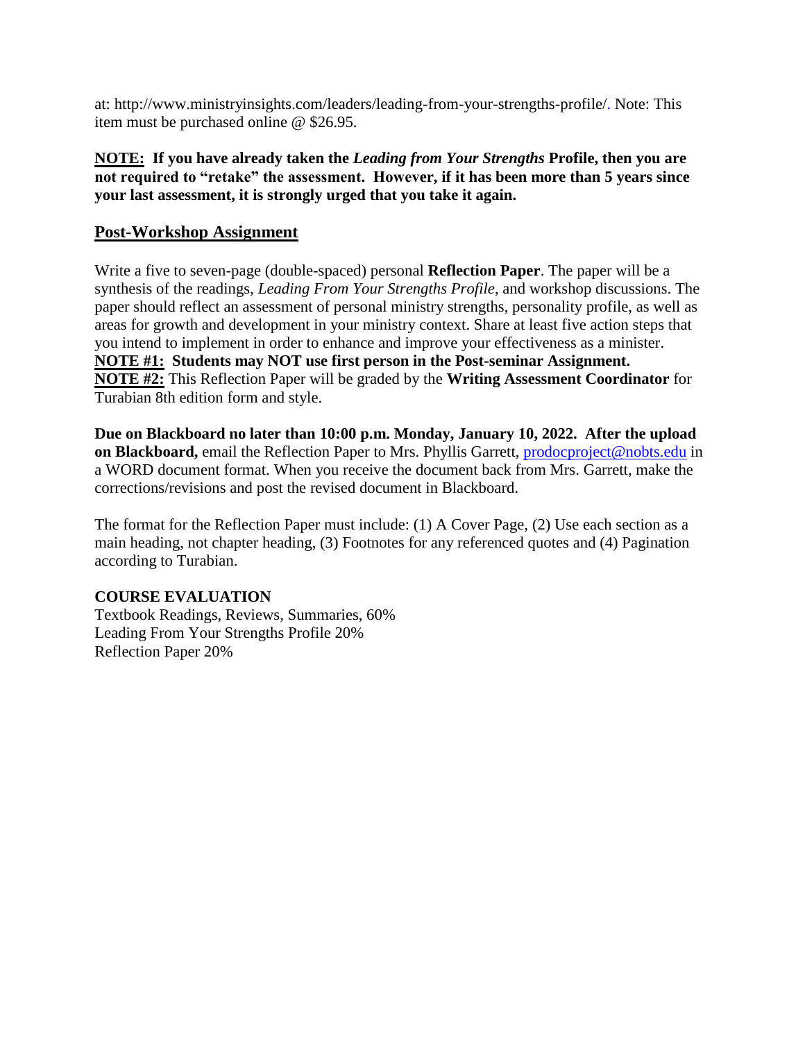at: http://www.ministryinsights.com/leaders/leading-from-your-strengths-profile/. Note: This item must be purchased online @ $26.95.

**NOTE: If you have already taken the *Leading from Your Strengths* Profile, then you are not required to "retake" the assessment. However, if it has been more than 5 years since your last assessment, it is strongly urged that you take it again.**

## Post-Workshop Assignment

Write a five to seven-page (double-spaced) personal **Reflection Paper**. The paper will be a synthesis of the readings, *Leading From Your Strengths Profile*, and workshop discussions. The paper should reflect an assessment of personal ministry strengths, personality profile, as well as areas for growth and development in your ministry context. Share at least five action steps that you intend to implement in order to enhance and improve your effectiveness as a minister.
**NOTE #1: Students may NOT use first person in the Post-seminar Assignment.**
**NOTE #2:** This Reflection Paper will be graded by the **Writing Assessment Coordinator** for Turabian 8th edition form and style.

**Due on Blackboard no later than 10:00 p.m. Monday, January 10, 2022. After the upload on Blackboard,** email the Reflection Paper to Mrs. Phyllis Garrett, prodocproject@nobts.edu in a WORD document format. When you receive the document back from Mrs. Garrett, make the corrections/revisions and post the revised document in Blackboard.

The format for the Reflection Paper must include: (1) A Cover Page, (2) Use each section as a main heading, not chapter heading, (3) Footnotes for any referenced quotes and (4) Pagination according to Turabian.

**COURSE EVALUATION**
Textbook Readings, Reviews, Summaries, 60%
Leading From Your Strengths Profile 20%
Reflection Paper 20%